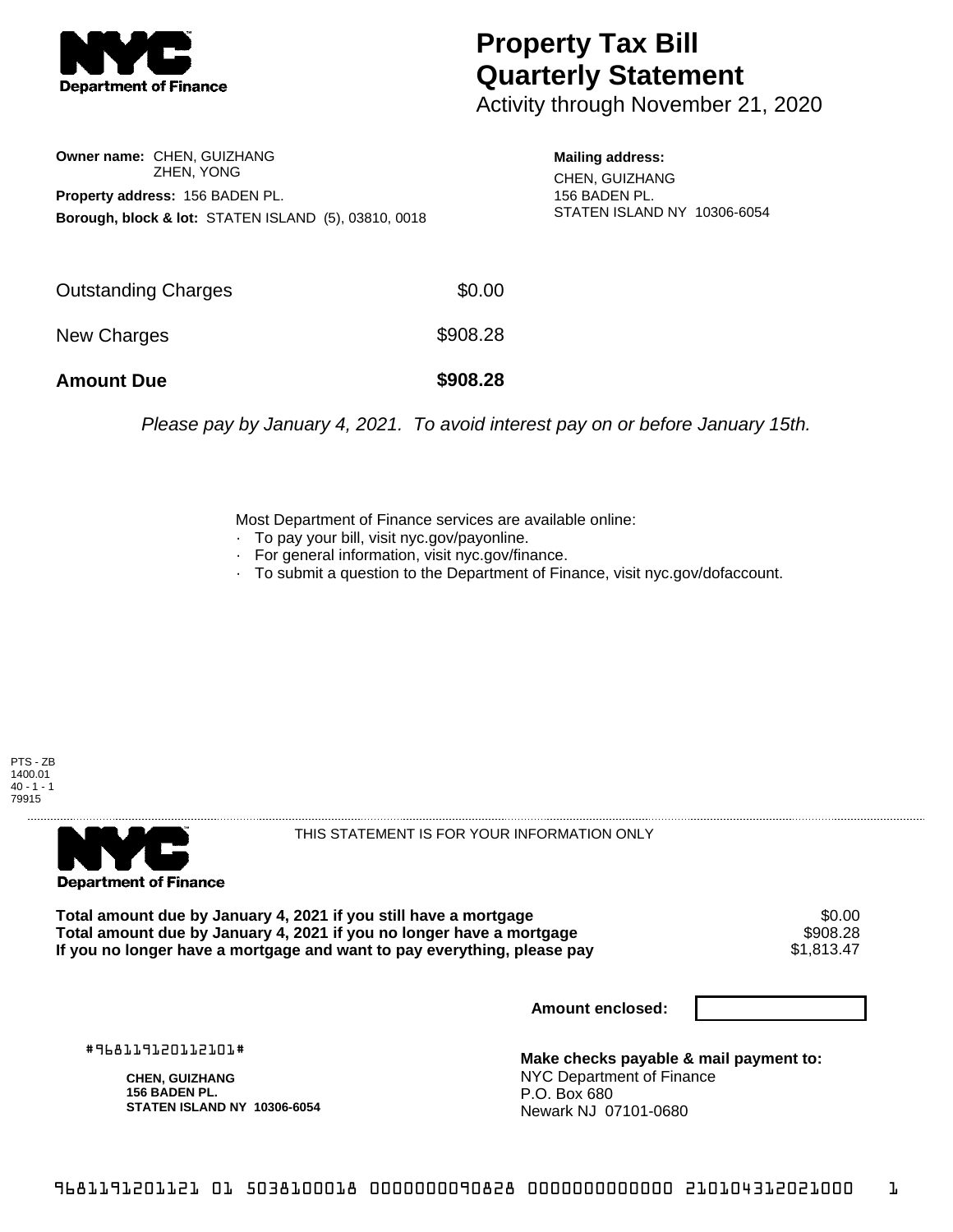# Property Tax Bill Quarterly Statement

Activity through November 21, 2020

**Owner name:** CHEN, GUIZHANG
ZHEN, YONG

**Property address:** 156 BADEN PL.

**Borough, block & lot:** STATEN ISLAND (5), 03810, 0018

**Mailing address:**
CHEN, GUIZHANG
156 BADEN PL.
STATEN ISLAND NY 10306-6054

| | |
|---|---|
| Outstanding Charges | $0.00 |
| New Charges | $908.28 |
| **Amount Due** | **$908.28** |

*Please pay by January 4, 2021. To avoid interest pay on or before January 15th.*

Most Department of Finance services are available online:

- To pay your bill, visit nyc.gov/payonline.
- For general information, visit nyc.gov/finance.
- To submit a question to the Department of Finance, visit nyc.gov/dofaccount.

PTS - ZB
1400.01
40 - 1 - 1
79915

THIS STATEMENT IS FOR YOUR INFORMATION ONLY

| | |
|---|---|
| **Total amount due by January 4, 2021 if you still have a mortgage** | $0.00 |
| **Total amount due by January 4, 2021 if you no longer have a mortgage** | $908.28 |
| **If you no longer have a mortgage and want to pay everything, please pay** | $1,813.47 |

**Amount enclosed:**

#968119120112101#

**CHEN, GUIZHANG**
**156 BADEN PL.**
**STATEN ISLAND NY 10306-6054**

**Make checks payable & mail payment to:**
NYC Department of Finance
P.O. Box 680
Newark NJ 07101-0680

9681191201121 01 5038100018 0000000090828 0000000000000 210104312021000 1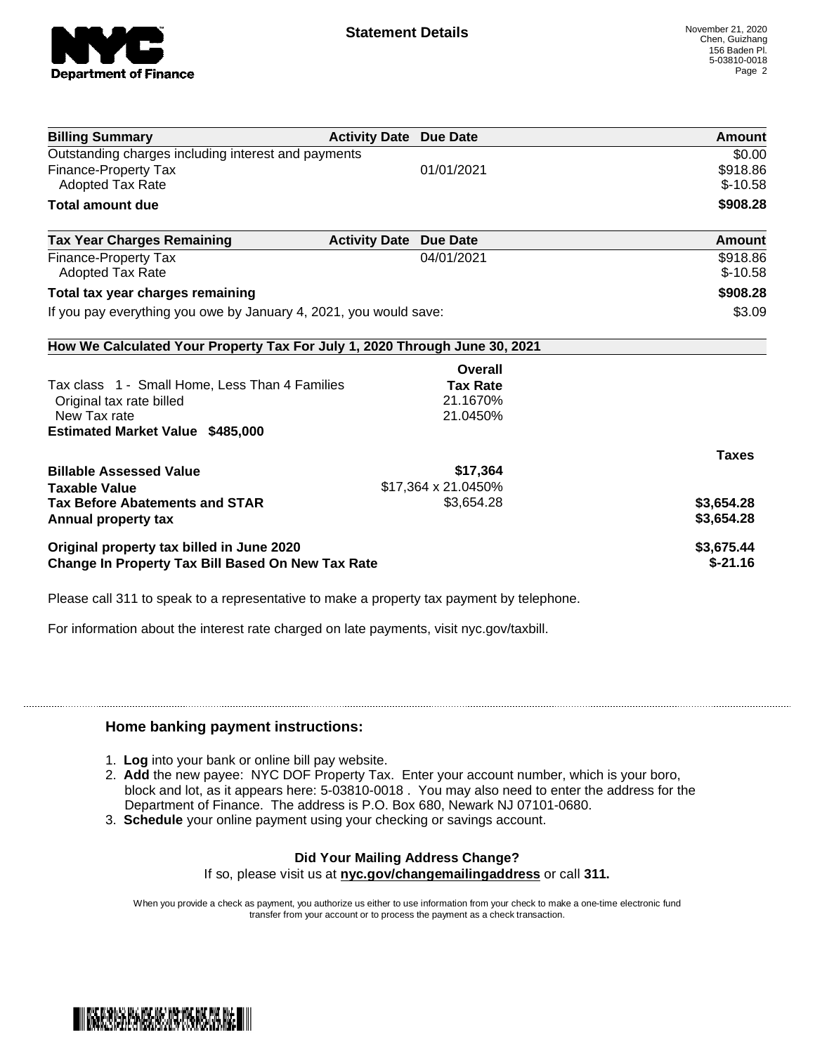**Statement Details**

November 21, 2020
Chen, Guizhang
156 Baden Pl.
5-03810-0018

| Billing Summary | Activity Date | Due Date | Amount |
|---|---|---|---|
| Outstanding charges including interest and payments | | | $0.00 |
| Finance-Property Tax | | 01/01/2021 | $918.86 |
| Adopted Tax Rate | | | $-10.58 |
| **Total amount due** | | | **$908.28** |

| Tax Year Charges Remaining | Activity Date | Due Date | Amount |
|---|---|---|---|
| Finance-Property Tax | | 04/01/2021 | $918.86 |
| Adopted Tax Rate | | | $-10.58 |
| **Total tax year charges remaining** | | | **$908.28** |
| If you pay everything you owe by January 4, 2021, you would save: | | | $3.09 |

**How We Calculated Your Property Tax For July 1, 2020 Through June 30, 2021**

| | Overall Tax Rate | |
|---|---|---|
| Tax class 1 - Small Home, Less Than 4 Families | | |
| Original tax rate billed | 21.1670% | |
| New Tax rate | 21.0450% | |
| **Estimated Market Value $485,000** | | |
| | | **Taxes** |
| **Billable Assessed Value** | **$17,364** | |
| **Taxable Value** | $17,364 x 21.0450% | |
| **Tax Before Abatements and STAR** | $3,654.28 | **$3,654.28** |
| **Annual property tax** | | **$3,654.28** |
| **Original property tax billed in June 2020** | | **$3,675.44** |
| **Change In Property Tax Bill Based On New Tax Rate** | | **$-21.16** |

Please call 311 to speak to a representative to make a property tax payment by telephone.

For information about the interest rate charged on late payments, visit nyc.gov/taxbill.

## Home banking payment instructions:

1. **Log** into your bank or online bill pay website.
2. **Add** the new payee: NYC DOF Property Tax. Enter your account number, which is your boro, block and lot, as it appears here: 5-03810-0018 . You may also need to enter the address for the Department of Finance. The address is P.O. Box 680, Newark NJ 07101-0680.
3. **Schedule** your online payment using your checking or savings account.

**Did Your Mailing Address Change?**
If so, please visit us at **nyc.gov/changemailingaddress** or call **311.**

When you provide a check as payment, you authorize us either to use information from your check to make a one-time electronic fund transfer from your account or to process the payment as a check transaction.